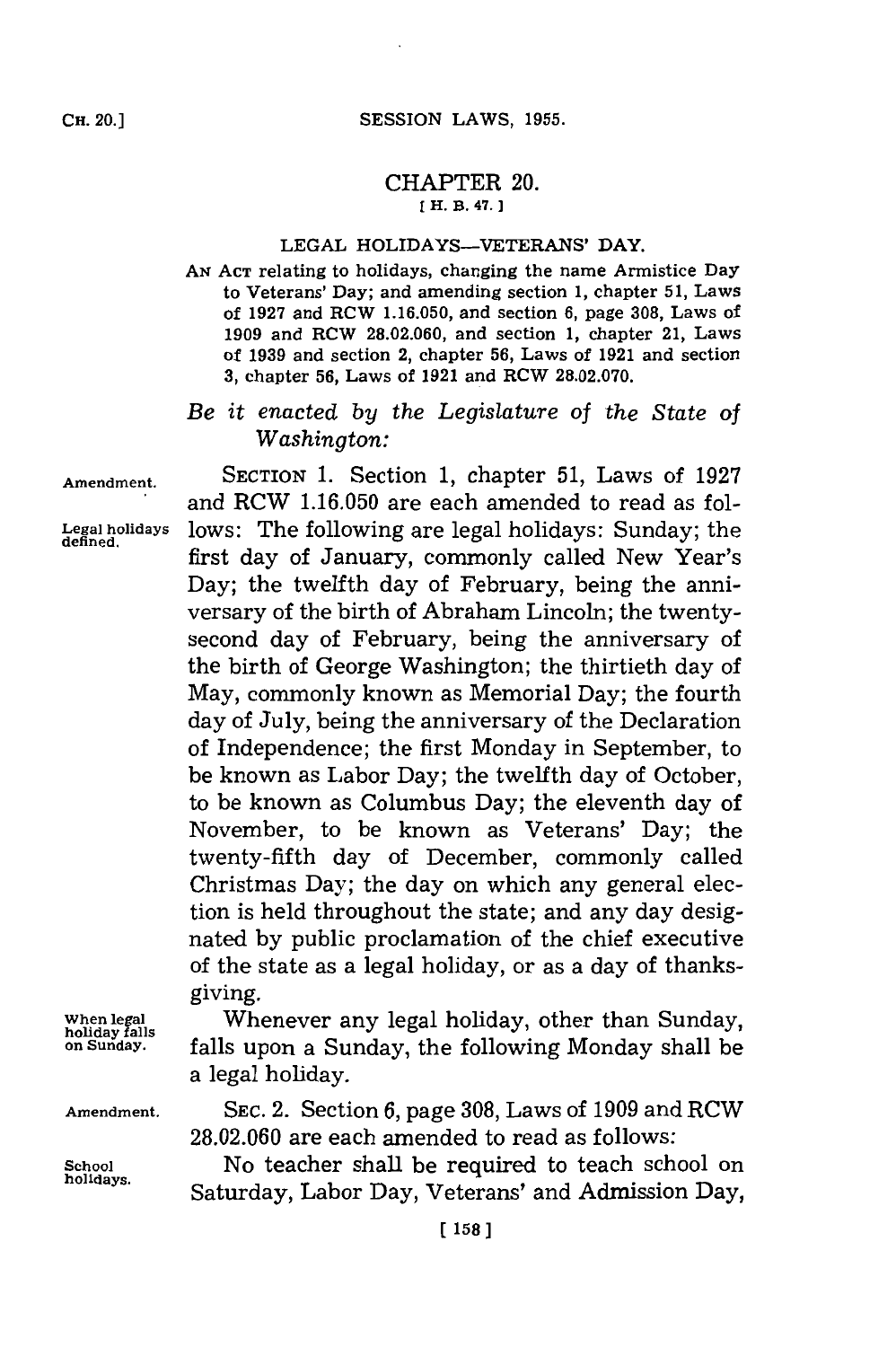# CHAPTER 20.

[H. B. 47.]

## LEGAL HOLIDAYS—VETERANS' DAY.

AN ACT relating to holidays, changing the name Armistice Day to Veterans' Day; and amending section 1, chapter 51, Laws of 1927 and RCW 1.16.050, and section 6, page 308, Laws of 1909 and RCW 28.02.060, and section 1, chapter 21, Laws of 1939 and section 2, chapter 56, Laws of 1921 and section 3, chapter 56, Laws of 1921 and RCW 28.02.070.

*Be it enacted by the Legislature of the State of Washington:*

Amendment.

SECTION 1. Section 1, chapter 51, Laws of 1927 and RCW 1.16.050 are each amended to read as follows: The following are legal holidays: Sunday; the first day of January, commonly called New Year's Day; the twelfth day of February, being the anniversary of the birth of Abraham Lincoln; the twenty-second day of February, being the anniversary of the birth of George Washington; the thirtieth day of May, commonly known as Memorial Day; the fourth day of July, being the anniversary of the Declaration of Independence; the first Monday in September, to be known as Labor Day; the twelfth day of October, to be known as Columbus Day; the eleventh day of November, to be known as Veterans' Day; the twenty-fifth day of December, commonly called Christmas Day; the day on which any general election is held throughout the state; and any day designated by public proclamation of the chief executive of the state as a legal holiday, or as a day of thanksgiving.

Legal holidays defined.

When legal holiday falls on Sunday.

Whenever any legal holiday, other than Sunday, falls upon a Sunday, the following Monday shall be a legal holiday.

Amendment.

SEC. 2. Section 6, page 308, Laws of 1909 and RCW 28.02.060 are each amended to read as follows:

School holidays.

No teacher shall be required to teach school on Saturday, Labor Day, Veterans' and Admission Day,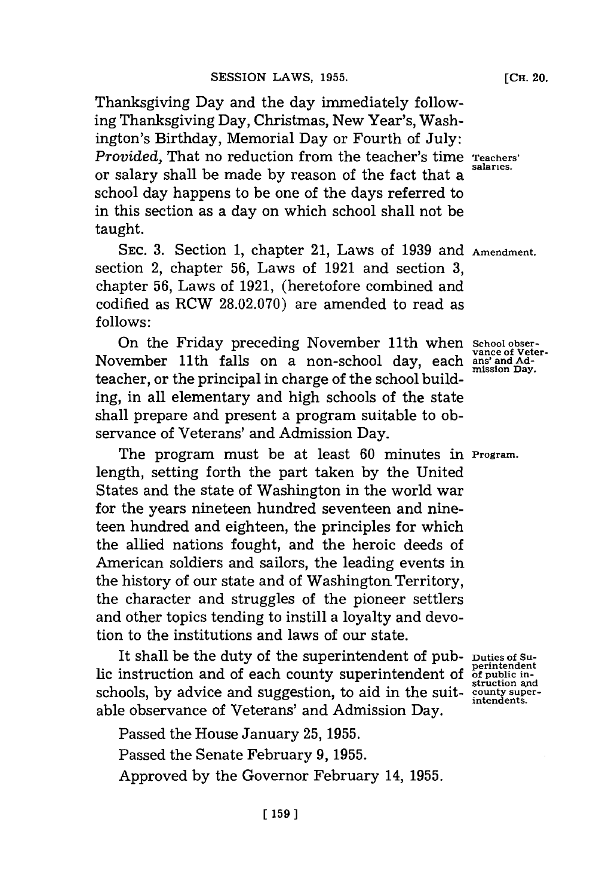Thanksgiving Day and the day immediately following Thanksgiving Day, Christmas, New Year's, Washington's Birthday, Memorial Day or Fourth of July: *Provided,* That no reduction from the teacher's time or salary shall be made by reason of the fact that a school day happens to be one of the days referred to in this section as a day on which school shall not be taught.

Teachers' salaries.

SEC. 3. Section 1, chapter 21, Laws of 1939 and section 2, chapter 56, Laws of 1921 and section 3, chapter 56, Laws of 1921, (heretofore combined and codified as RCW 28.02.070) are amended to read as follows:

Amendment.

On the Friday preceding November 11th when November 11th falls on a non-school day, each teacher, or the principal in charge of the school building, in all elementary and high schools of the state shall prepare and present a program suitable to observance of Veterans' and Admission Day.

School observance of Veterans' and Admission Day.

The program must be at least 60 minutes in length, setting forth the part taken by the United States and the state of Washington in the world war for the years nineteen hundred seventeen and nineteen hundred and eighteen, the principles for which the allied nations fought, and the heroic deeds of American soldiers and sailors, the leading events in the history of our state and of Washington Territory, the character and struggles of the pioneer settlers and other topics tending to instill a loyalty and devotion to the institutions and laws of our state.

Program.

It shall be the duty of the superintendent of public instruction and of each county superintendent of schools, by advice and suggestion, to aid in the suitable observance of Veterans' and Admission Day.

Duties of superintendent of public instruction and county superintendents.

Passed the House January 25, 1955.

Passed the Senate February 9, 1955.

Approved by the Governor February 14, 1955.